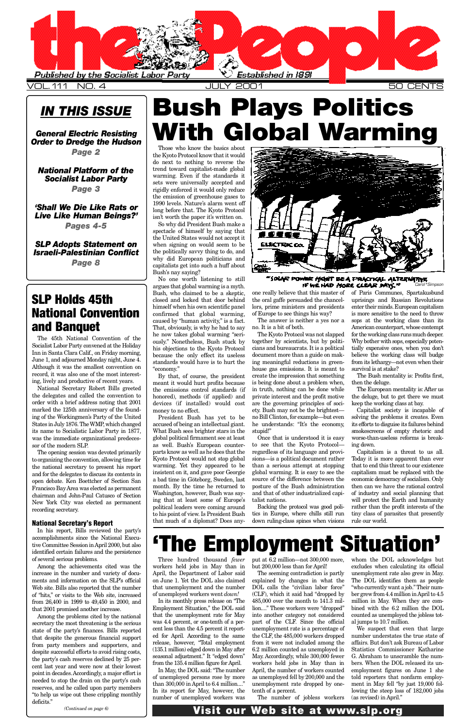# the People

Published by the Socialist Labor Party — Established in 1891

VOL. 111 NO. 4 — JULY 2001 — 50 CENTS

## IN THIS ISSUE

***General Electric Resisting Order to Dredge the Hudson***
*Page 2*

***National Platform of the Socialist Labor Party***
*Page 3*

***'Shall We Die Like Rats or Live Like Human Beings?'***
*Pages 4-5*

***SLP Adopts Statement on Israeli-Palestinian Conflict***
*Page 8*

## SLP Holds 45th National Convention and Banquet

The 45th National Convention of the Socialist Labor Party convened at the Holiday Inn in Santa Clara Calif., on Friday morning, June 1, and adjourned Monday night, June 4. Although it was the smallest convention on record, it was also one of the most interesting, lively and productive of recent years.

National Secretary Robert Bills greeted the delegates and called the convention to order with a brief address noting that 2001 marked the 125th anniversary of the founding of the Workingmen's Party of the United States in July 1876. The WMP, which changed its name to Socialistic Labor Party in 1877, was the immediate organizational predecessor of the modern SLP.

The opening session was devoted primarily to organizing the convention, allowing time for the national secretary to present his report and for the delegates to discuss its contents in open debate. Ken Boettcher of Section San Francisco Bay Area was elected as permanent chairman and John-Paul Catusco of Section New York City was elected as permanent recording secretary.

### National Secretary's Report

In his report, Bills reviewed the party's accomplishments since the National Executive Committee Session in April 2000, but also identified certain failures and the persistence of several serious problems.

Among the achievements cited was the increase in the number and variety of documents and information on the SLP's official Web site. Bills also reported that the number of "hits," or visits to the Web site, increased from 26,400 in 1999 to 49,450 in 2000, and that 2001 promised another increase.

Among the problems cited by the national secretary the most threatening is the serious state of the party's finances. Bills reported that despite the generous financial support from party members and supporters, and despite successful efforts to avoid rising costs, the party's cash reserves declined by 25 percent last year and were now at their lowest point in decades. Accordingly, a major effort is needed to stop the drain on the party's cash reserves, and he called upon party members "to help us wipe out these crippling monthly deficits."

*(Continued on page 6)*

# Bush Plays Politics With Global Warming

Those who know the basics about the Kyoto Protocol know that it would do next to nothing to reverse the trend toward capitalist-made global warming. Even if the standards it sets were universally accepted and rigidly enforced it would only reduce the emission of greenhouse gases to 1990 levels. Nature's alarm went off long before that. The Kyoto Protocol isn't worth the paper it's written on.

So why did President Bush make a spectacle of himself by saying that the United States would not accept it when signing on would seem to be the politically savvy thing to do, and why did European politicians and capitalists get into such a huff about Bush's nay saying?

No one worth listening to still argues that global warming is a myth. Bush, who claimed to be a skeptic, closed and locked that door behind himself when his own scientific panel confirmed that global warming, caused by "human activity," is a fact. That, obviously, is why he had to say he now takes global warming "seriously." Nonetheless, Bush stuck by his objections to the Kyoto Protocol because the only effect its useless standards would have is to hurt the "economy."

By that, of course, the president meant it would hurt profits because the emissions control standards (if honored), methods (if applied) and devices (if installed) would cost money to no effect.

President Bush has yet to be accused of being an intellectual giant. What Bush sees brighter stars in the global political firmament see at least as well. Bush's European counterparts know as well as he does that the Kyoto Protocol would not stop global warming. Yet they appeared to be insistent on it, and gave poor Georgie a bad time in Göteborg, Sweden, last month. By the time he returned to Washington, however, Bush was saying that at least some of Europe's political leaders were coming around to his point of view. Is President Bush that much of a diplomat? Does anyone really believe that this master of the oral gaffe persuaded the chancellors, prime ministers and presidents of Europe to see things his way?

"SOLAR POWER MIGHT BE A PRACTICAL ALTERNATIVE IF WE HAD MORE CLEAR DAYS." — Carol*Simpson

The answer is neither a yes nor a no. It is a bit of both.

The Kyoto Protocol was not slapped together by scientists, but by politicians and bureaucrats. It is a political document more than a guide on making meaningful reductions in greenhouse gas emissions. It is meant to create the impression that something is being done about a problem when, in truth, nothing can be done while private interest and the profit motive are the governing principles of society. Bush may not be the brightest—no Bill Clinton, for example—but even he understands: "It's the economy, stupid!"

Once that is understood it is easy to see that the Kyoto Protocol—regardless of its language and provisions—is a political document rather than a serious attempt at stopping global warming. It is easy to see the source of the difference between the posture of the Bush administration and that of other industrialized capitalist nations.

Backing the protocol was good politics in Europe, where chills still run down ruling-class spines when visions of Paris Communes, Spartakusbund uprisings and Russian Revolutions enter their minds. European capitalism is more sensitive to the need to throw sops at the working class than its American counterpart, whose contempt for the working class runs much deeper. Why bother with sops, especially potentially expensive ones, when you don't believe the working class will budge from its lethargy—not even when their survival is at stake?

The Bush mentality is: Profits first, then the deluge.

The European mentality is: After us the deluge, but to get there we must keep the working class at bay.

Capitalist society is incapable of solving the problems it creates. Even its efforts to disguise its failures behind smokescreens of empty rhetoric and worse-than-useless reforms is breaking down.

Capitalism is a threat to us all. Today it is more apparent than ever that to end this threat to our existence capitalism must be replaced with the economic democracy of socialism. Only then can we have the rational control of industry and social planning that will protect the Earth and humanity rather than the profit interests of the tiny class of parasites that presently rule our world.

# 'The Employment Situation'

Three hundred thousand *fewer* workers held jobs in May than in April, the Department of Labor said on June 1. Yet the DOL also claimed that unemployment and the number of unemployed workers went *down!*

In its monthly press release on "The Employment Situation," the DOL said that the unemployment rate for May was 4.4 percent, or one-tenth of a percent less than the 4.5 percent it reported for April. According to the same release, however, "Total employment (135.1 million) edged down in May after seasonal adjustment." It "edged down" from the 135.4 million figure for April.

In May, the DOL said: "The number of unemployed persons rose by more than 300,000 in April to 6.4 million...." In its report for May, however, the number of unemployed workers was put at 6.2 million—not 300,000 more, but 200,000 less than for April!

The seeming contradiction is partly explained by changes in what the DOL calls the "civilian labor force" (CLF), which it said had "dropped by 485,000 over the month to 141.3 million...." These workers were "dropped" into another category not considered part of the CLF. Since the official unemployment rate is a percentage of the CLF, the 485,000 workers dropped from it were not included among the 6.2 million counted as unemployed in May. Accordingly, while 300,000 fewer workers held jobs in May than in April, the number of workers counted as unemployed fell by 200,000 and the unemployment rate dropped by one-tenth of a percent.

The number of jobless workers whom the DOL acknowledges but excludes when calculating its official unemployment rate also grew in May. The DOL identifies them as people "who currently want a job." Their number grew from 4.4 million in April to 4.5 million in May. When they are combined with the 6.2 million the DOL counted as unemployed the jobless total jumps to 10.7 million.

We suspect that even that large number understates the true state of affairs. But don't ask Bureau of Labor Statistics Commissioner Katharine G. Abraham to unscramble the numbers. When the DOL released its unemployment figures on June 1 she told reporters that nonfarm employment in May fell "by just 19,000 following the steep loss of 182,000 jobs (as revised) in April."

**Visit our Web site at www.slp.org**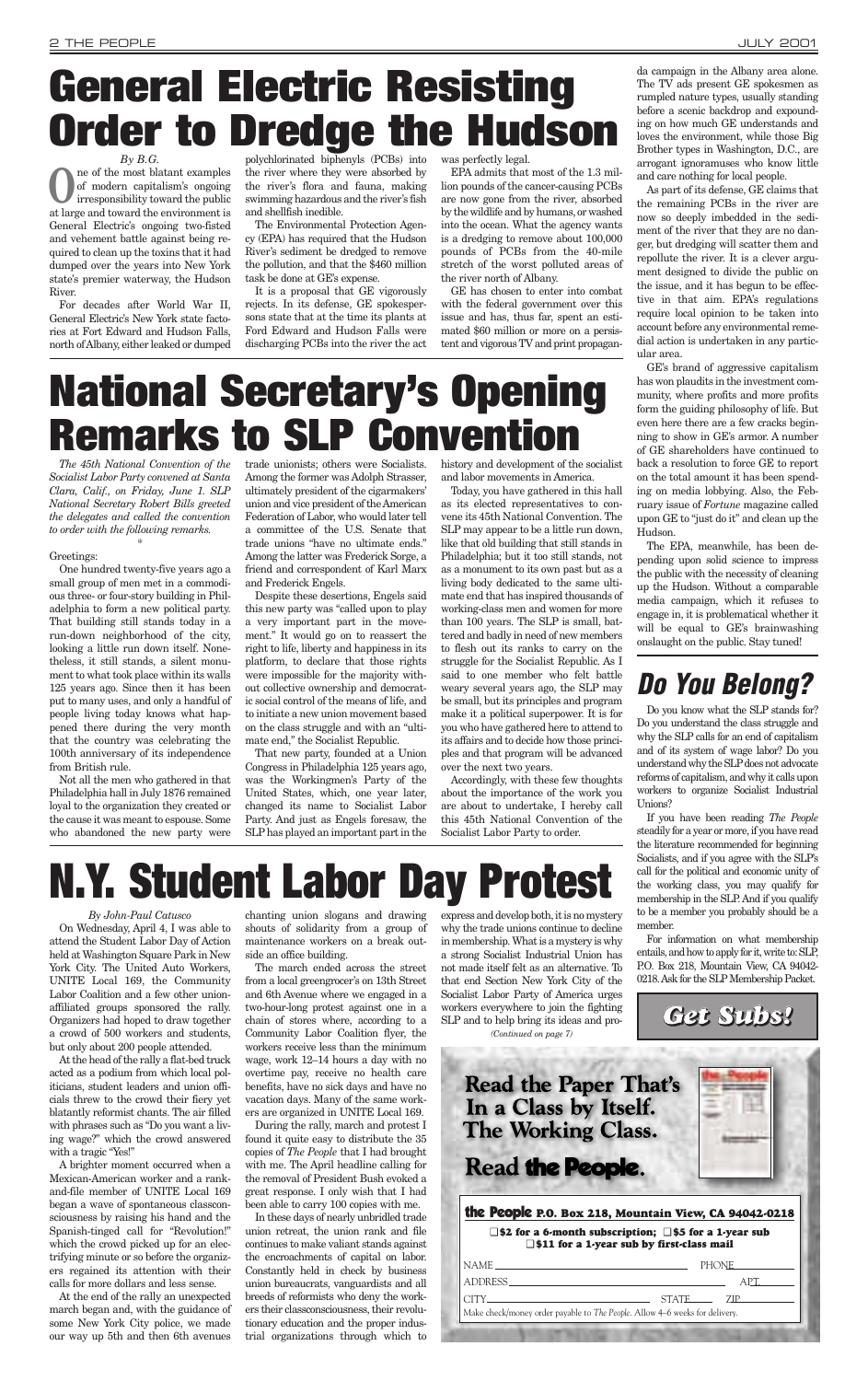# General Electric Resisting Order to Dredge the Hudson

*By B.G.*

One of the most blatant examples of modern capitalism's ongoing irresponsibility toward the public at large and toward the environment is General Electric's ongoing two-fisted and vehement battle against being required to clean up the toxins that it had dumped over the years into New York state's premier waterway, the Hudson River.

For decades after World War II, General Electric's New York state factories at Fort Edward and Hudson Falls, north of Albany, either leaked or dumped polychlorinated biphenyls (PCBs) into the river where they were absorbed by the river's flora and fauna, making swimming hazardous and the river's fish and shellfish inedible.

The Environmental Protection Agency (EPA) has required that the Hudson River's sediment be dredged to remove the pollution, and that the $460 million task be done at GE's expense.

It is a proposal that GE vigorously rejects. In its defense, GE spokespersons state that at the time its plants at Ford Edward and Hudson Falls were discharging PCBs into the river the act was perfectly legal.

EPA admits that most of the 1.3 million pounds of the cancer-causing PCBs are now gone from the river, absorbed by the wildlife and by humans, or washed into the ocean. What the agency wants is a dredging to remove about 100,000 pounds of PCBs from the 40-mile stretch of the worst polluted areas of the river north of Albany.

GE has chosen to enter into combat with the federal government over this issue and has, thus far, spent an estimated $60 million or more on a persistent and vigorous TV and print propaganda campaign in the Albany area alone. The TV ads present GE spokesmen as rumpled nature types, usually standing before a scenic backdrop and expounding on how much GE understands and loves the environment, while those Big Brother types in Washington, D.C., are arrogant ignoramuses who know little and care nothing for local people.

As part of its defense, GE claims that the remaining PCBs in the river are now so deeply imbedded in the sediment of the river that they are no danger, but dredging will scatter them and repollute the river. It is a clever argument designed to divide the public on the issue, and it has begun to be effective in that aim. EPA's regulations require local opinion to be taken into account before any environmental remedial action is undertaken in any particular area.

GE's brand of aggressive capitalism has won plaudits in the investment community, where profits and more profits form the guiding philosophy of life. But even here there are a few cracks beginning to show in GE's armor. A number of GE shareholders have continued to back a resolution to force GE to report on the total amount it has been spending on media lobbying. Also, the February issue of *Fortune* magazine called upon GE to "just do it" and clean up the Hudson.

The EPA, meanwhile, has been depending upon solid science to impress the public with the necessity of cleaning up the Hudson. Without a comparable media campaign, which it refuses to engage in, it is problematical whether it will be equal to GE's brainwashing onslaught on the public. Stay tuned!

# National Secretary's Opening Remarks to SLP Convention

*The 45th National Convention of the Socialist Labor Party convened at Santa Clara, Calif., on Friday, June 1. SLP National Secretary Robert Bills greeted the delegates and called the convention to order with the following remarks.*

*

Greetings:

One hundred twenty-five years ago a small group of men met in a commodious three- or four-story building in Philadelphia to form a new political party. That building still stands today in a run-down neighborhood of the city, looking a little run down itself. Nonetheless, it still stands, a silent monument to what took place within its walls 125 years ago. Since then it has been put to many uses, and only a handful of people living today knows what happened there during the very month that the country was celebrating the 100th anniversary of its independence from British rule.

Not all the men who gathered in that Philadelphia hall in July 1876 remained loyal to the organization they created or the cause it was meant to espouse. Some who abandoned the new party were trade unionists; others were Socialists. Among the former was Adolph Strasser, ultimately president of the cigarmakers' union and vice president of the American Federation of Labor, who would later tell a committee of the U.S. Senate that trade unions "have no ultimate ends." Among the latter was Frederick Sorge, a friend and correspondent of Karl Marx and Frederick Engels.

Despite these desertions, Engels said this new party was "called upon to play a very important part in the movement." It would go on to reassert the right to life, liberty and happiness in its platform, to declare that those rights were impossible for the majority without collective ownership and democratic social control of the means of life, and to initiate a new union movement based on the class struggle and with an "ultimate end," the Socialist Republic.

That new party, founded at a Union Congress in Philadelphia 125 years ago, was the Workingmen's Party of the United States, which, one year later, changed its name to Socialist Labor Party. And just as Engels foresaw, the SLP has played an important part in the history and development of the socialist and labor movements in America.

Today, you have gathered in this hall as its elected representatives to convene its 45th National Convention. The SLP may appear to be a little run down, like that old building that still stands in Philadelphia; but it too still stands, not as a monument to its own past but as a living body dedicated to the same ultimate end that has inspired thousands of working-class men and women for more than 100 years. The SLP is small, battered and badly in need of new members to flesh out its ranks to carry on the struggle for the Socialist Republic. As I said to one member who felt battle weary several years ago, the SLP may be small, but its principles and program make it a political superpower. It is for you who have gathered here to attend to its affairs and to decide how those principles and that program will be advanced over the next two years.

Accordingly, with these few thoughts about the importance of the work you are about to undertake, I hereby call this 45th National Convention of the Socialist Labor Party to order.

# Do You Belong?

Do you know what the SLP stands for? Do you understand the class struggle and why the SLP calls for an end of capitalism and of its system of wage labor? Do you understand why the SLP does not advocate reforms of capitalism, and why it calls upon workers to organize Socialist Industrial Unions?

If you have been reading *The People* steadily for a year or more, if you have read the literature recommended for beginning Socialists, and if you agree with the SLP's call for the political and economic unity of the working class, you may qualify for membership in the SLP. And if you qualify to be a member you probably should be a member.

For information on what membership entails, and how to apply for it, write to: SLP, P.O. Box 218, Mountain View, CA 94042-0218. Ask for the SLP Membership Packet.

# N.Y. Student Labor Day Protest

*By John-Paul Catusco*

On Wednesday, April 4, I was able to attend the Student Labor Day of Action held at Washington Square Park in New York City. The United Auto Workers, UNITE Local 169, the Community Labor Coalition and a few other union-affiliated groups sponsored the rally. Organizers had hoped to draw together a crowd of 500 workers and students, but only about 200 people attended.

At the head of the rally a flat-bed truck acted as a podium from which local politicians, student leaders and union officials threw to the crowd their fiery yet blatantly reformist chants. The air filled with phrases such as "Do you want a living wage?" which the crowd answered with a tragic "Yes!"

A brighter moment occurred when a Mexican-American worker and a rank-and-file member of UNITE Local 169 began a wave of spontaneous classconsciousness by raising his hand and the Spanish-tinged call for "Revolution!" which the crowd picked up for an electrifying minute or so before the organizers regained its attention with their calls for more dollars and less sense.

At the end of the rally an unexpected march began and, with the guidance of some New York City police, we made our way up 5th and then 6th avenues chanting union slogans and drawing shouts of solidarity from a group of maintenance workers on a break outside an office building.

The march ended across the street from a local greengrocer's on 13th Street and 6th Avenue where we engaged in a two-hour-long protest against one in a chain of stores where, according to a Community Labor Coalition flyer, the workers receive less than the minimum wage, work 12–14 hours a day with no overtime pay, receive no health care benefits, have no sick days and have no vacation days. Many of the same workers are organized in UNITE Local 169.

During the rally, march and protest I found it quite easy to distribute the 35 copies of *The People* that I had brought with me. The April headline calling for the removal of President Bush evoked a great response. I only wish that I had been able to carry 100 copies with me.

In these days of nearly unbridled trade union retreat, the union rank and file continues to make valiant stands against the encroachments of capital on labor. Constantly held in check by business union bureaucrats, vanguardists and all breeds of reformists who deny the workers their classconsciousness, their revolutionary education and the proper industrial organizations through which to express and develop both, it is no mystery why the trade unions continue to decline in membership. What is a mystery is why a strong Socialist Industrial Union has not made itself felt as an alternative. To that end Section New York City of the Socialist Labor Party of America urges workers everywhere to join the fighting SLP and to help bring its ideas and pro-

*(Continued on page 7)*

**Get Subs!**

**Read the Paper That's In a Class by Itself. The Working Class.**

**Read the People.**

**the People P.O. Box 218, Mountain View, CA 94042-0218**

❑ $2 for a 6-month subscription; ❑ $5 for a 1-year sub
❑ $11 for a 1-year sub by first-class mail

NAME ______________________ PHONE ________

ADDRESS ______________________ APT. ______

CITY ______________ STATE ____ ZIP ________

Make check/money order payable to *The People*. Allow 4–6 weeks for delivery.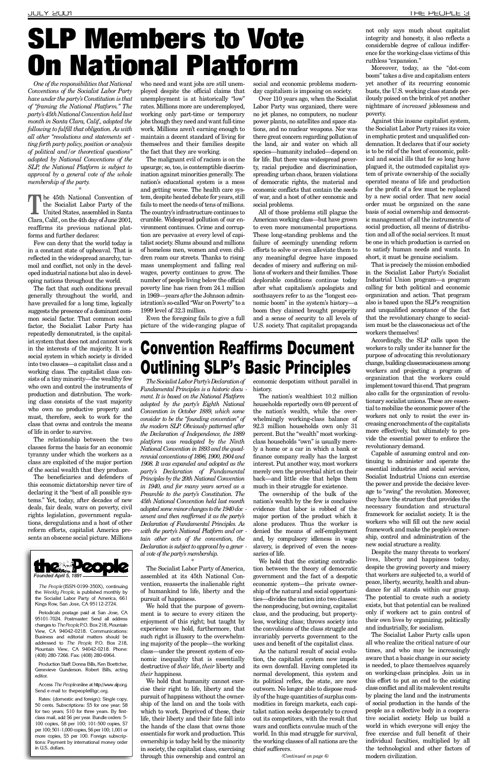// SLP Members to Vote On National Platform

*One of the responsibilities that National Conventions of the Socialist Labor Party have under the party's Constitution is that of "framing the National Platform." The party's 45th National Convention held last month in Santa Clara, Calif., adopted the following to fulfill that obligation. As with all other "resolutions and statements setting forth party policy, position or analysis of political and/or theoretical questions" adopted by National Conventions of the SLP, the National Platform is subject to approval by a general vote of the whole membership of the party.*

*

The 45th National Convention of the Socialist Labor Party of the United States, assembled in Santa Clara, Calif., on the 4th day of June 2001, reaffirms its previous national platforms and further declares:

Few can deny that the world today is in a constant state of upheaval. That is reflected in the widespread anarchy, turmoil and conflict, not only in the developed industrial nations but also in developing nations throughout the world.

The fact that such conditions prevail generally throughout the world, and have prevailed for a long time, logically suggests the presence of a dominant common social factor. That common social factor, the Socialist Labor Party has repeatedly demonstrated, is the capitalist system that does not and cannot work in the interests of the majority. It is a social system in which society is divided into two classes—a capitalist class and a working class. The capitalist class consists of a tiny minority—the wealthy few who own and control the instruments of production and distribution. The working class consists of the vast majority who own no productive property and must, therefore, seek to work for the class that owns and controls the means of life in order to survive.

The relationship between the two classes forms the basis for an economic tyranny under which the workers as a class are exploited of the major portion of the social wealth that they produce.

The beneficiaries and defenders of this economic dictatorship never tire of declaring it the "best of all possible systems." Yet, today, after decades of new deals, fair deals, wars on poverty, civil rights legislation, government regulations, deregulations and a host of other reform efforts, capitalist America presents an obscene social picture. Millions who need and want jobs are still unemployed despite the official claims that unemployment is at historically "low" rates. Millions more are underemployed, working only part-time or temporary jobs though they need and want full-time work. Millions aren't earning enough to maintain a decent standard of living for themselves and their families despite the fact that they are working.

The malignant evil of racism is on the upsurge; so, too, is contemptible discrimination against minorities generally. The nation's educational system is a mess and getting worse. The health care system, despite heated debate for years, still fails to meet the needs of tens of millions. The country's infrastructure continues to crumble. Widespread pollution of our environment continues. Crime and corruption are pervasive at every level of capitalist society. Slums abound and millions of homeless men, women and even children roam our streets. Thanks to rising mass unemployment and falling real wages, poverty continues to grow. The number of people living below the official poverty line has risen from 24.1 million in 1969—years *after* the Johnson administration's so-called "War on Poverty" to a 1999 level of 32.3 million.

Even the foregoing fails to give a full picture of the wide-ranging plague of social and economic problems modern-day capitalism is imposing on society.

Over 110 years ago, when the Socialist Labor Party was organized, there were no jet planes, no computers, no nuclear power plants, no satellites and space stations, and no nuclear weapons. Nor was there great concern regarding pollution of the land, air and water on which all species—humanity included—depend on for life. But there was widespread poverty, racial prejudice and discrimination, spreading urban chaos, brazen violations of democratic rights, the material and economic conflicts that contain the seeds of war, and a host of other economic and social problems.

All of those problems still plague the American working class—but have grown to even more monumental proportions. These long-standing problems and the failure of seemingly unending reform efforts to solve or even alleviate them to any meaningful degree have imposed decades of misery and suffering on millions of workers and their families. Those deplorable conditions continue today after what capitalism's apologists and soothsayers refer to as the "longest economic boom" in the system's history—a boom they claimed brought prosperity and a sense of security to all levels of U.S. society. That capitalist propaganda not only says much about capitalist integrity and honesty, it also reflects a considerable degree of callous indifference for the working-class victims of this ruthless "expansion."

Moreover, today, as the "dot-com boom" takes a dive and capitalism enters yet another of its recurring economic busts, the U.S. working class stands perilously poised on the brink of yet another nightmare of *increased* joblessness and poverty.

Against this insane capitalist system, the Socialist Labor Party raises its voice in emphatic protest and unqualified condemnation. It declares that if our society is to be rid of the host of economic, political and social ills that for so long have plagued it, the outmoded capitalist system of private ownership of the socially operated means of life and production for the profit of a few must be replaced by a new social order. That new social order must be organized on the sane basis of social ownership and democratic management of all the instruments of social production, all means of distribution and all of the social services. It must be one in which production is carried on to satisfy human needs and wants. In short, it must be genuine socialism.

That is precisely the mission embodied in the Socialist Labor Party's Socialist Industrial Union program—a program calling for both political and economic organization and action. That program also is based upon the SLP's recognition and unqualified acceptance of the fact that the revolutionary change to socialism must be the classconscious act of the workers themselves!

Accordingly, the SLP calls upon the workers to rally under its banner for the purpose of advocating this revolutionary change, building classconsciousness among workers and projecting a program of organization that the workers could implement toward this end. That program also calls for the organization of revolutionary socialist unions. These are essential to mobilize the economic power of the workers not only to resist the ever increasing encroachments of the capitalists more effectively, but ultimately to provide the essential power to enforce the revolutionary demand.

Capable of assuming control and continuing to administer and operate the essential industries and social services, Socialist Industrial Unions can exercise the power and provide the decisive leverage to "swing" the revolution. Moreover, they have the structure that provides the necessary foundation and structural framework for socialist society. It is the workers who will fill out the new social framework and make the people's ownership, control and administration of the new social structure a reality.

Despite the many threats to workers' lives, liberty and happiness today, despite the growing poverty and misery that workers are subjected to, a world of peace, liberty, security, health and abundance for all stands within our grasp. The potential to create such a society exists, but that potential can be realized only if workers act to gain control of their own lives by organizing, politically and industrially, for socialism.

The Socialist Labor Party calls upon all who realize the critical nature of our times, and who may be increasingly aware that a basic change in our society is needed, to place themselves squarely on working-class principles. Join us in this effort to put an end to the existing class conflict and all its malevolent results by placing the land and the instruments of social production in the hands of the people as a collective body in a cooperative socialist society. Help us build a world in which everyone will enjoy the free exercise and full benefit of their individual faculties, multiplied by all the technological and other factors of modern civilization.

# Convention Reaffirms Document Outlining SLP's Basic Principles

*The Socialist Labor Party's Declaration of Fundamental Principles is a historic document. It is based on the National Platform adopted by the party's Eighth National Convention in October 1889, which some consider to be the "founding convention" of the modern SLP. Obviously patterned after the Declaration of Independence, the 1889 platform was readopted by the Ninth National Convention in 1893 and the quadrennial conventions of 1896, 1900, 1904 and 1908. It was expanded and adopted as the party's Declaration of Fundamental Principles by the 20th National Convention in 1940, and for many years served as a Preamble to the party's Constitution. The 45th National Convention held last month adopted some minor changes to the 1940 document and then reaffirmed it as the party's Declaration of Fundamental Principles. As with the party's National Platform and certain other acts of the convention, the Declaration is subject to approval by a general vote of the party's membership.*

*

The Socialist Labor Party of America, assembled at its 45th National Convention, reasserts the inalienable right of humankind to life, liberty and the pursuit of happiness.

We hold that the purpose of government is to secure to every citizen the enjoyment of this right; but taught by experience we hold, furthermore, that such right is illusory to the overwhelming majority of the people—the working class—under the present system of economic inequality that is essentially destructive of *their* life, *their* liberty and *their* happiness.

We hold that humanity cannot exercise their right to life, liberty and the pursuit of happiness without the ownership of the land on and the tools with which to work. Deprived of these, their life, their liberty and their fate fall into the hands of the class that owns those essentials for work and production. This ownership is today held by the minority in society, the capitalist class, exercising through this ownership and control an economic despotism without parallel in history.

The nation's wealthiest 10.2 million households reportedly own 69 percent of the nation's wealth, while the overwhelmingly working-class balance of 92.3 million households own only 31 percent. But the "wealth" most working-class households "own" is usually merely a home or a car in which a bank or finance company really has the largest interest. Put another way, most workers merely own the proverbial shirt on their back—and little else that helps them much in their struggle for existence.

The ownership of the bulk of the nation's wealth by the few is conclusive evidence that labor is robbed of the major portion of the product which it alone produces. Thus the worker is denied the means of self-employment and, by compulsory idleness in wage slavery, is deprived of even the necessaries of life.

We hold that the existing contradiction between the theory of democratic government and the fact of a despotic economic system—the private ownership of the natural and social opportunities—divides the nation into two classes: the nonproducing, but owning, capitalist class, and the producing, but propertyless, working class; throws society into the convulsions of the class struggle and invariably perverts government to the uses and benefit of the capitalist class.

As the natural result of social evolution, the capitalist system now impels its own downfall. Having completed its normal development, this system and its political reflex, the state, are now outworn. No longer able to dispose readily of the huge quantities of surplus commodities in foreign markets, each capitalist nation seeks desperately to crowd out its competitors, with the result that wars and conflicts convulse much of the world. In this mad struggle for survival, the working classes of all nations are the chief sufferers.

*(Continued on page 6)*

---

**the People**
*Founded April 5, 1891*

*The People* (ISSN-0199-350X), continuing the *Weekly People*, is published monthly by the Socialist Labor Party of America, 661 Kings Row, San Jose, CA 95112-2724.

Periodicals postage paid at San Jose, CA 95101-7024. Postmaster: Send all address changes to *The People*, P.O. Box 218, Mountain View, CA 94042-0218. Communications: Business and editorial matters should be addressed to *The People*, P.O. Box 218, Mountain View, CA 94042-0218. Phone: (408) 280-7266. Fax: (408) 280-6964.

Production Staff: Donna Bills, Ken Boettcher, Genevieve Gunderson. Robert Bills, acting editor.

Access *The People* online at http://www.slp.org. Send e-mail to: thepeople@igc.org.

Rates: (domestic and foreign): Single copy, 50 cents. Subscriptions: $5 for one year; $8 for two years; $10 for three years. By first-class mail, add $6 per year. Bundle orders: 5-100 copies, $8 per 100; 101-500 copies, $7 per 100; 501-1,000 copies, $6 per 100; 1,001 or more copies, $5 per 100. Foreign subscriptions: Payment by international money order in U.S. dollars.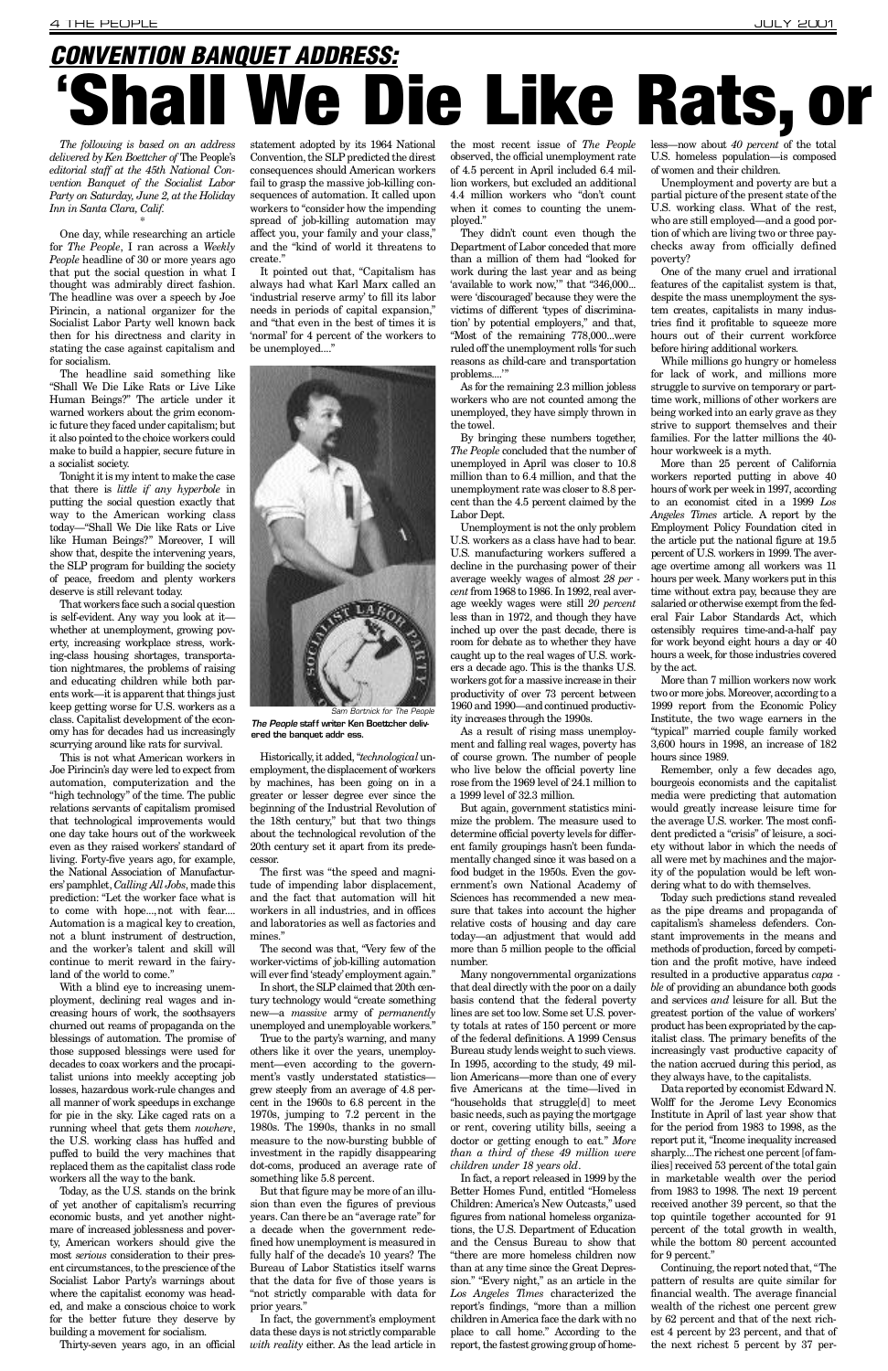## CONVENTION BANQUET ADDRESS:

# 'Shall We Die Like Rats, or

*The following is based on an address delivered by Ken Boettcher of* The People's *editorial staff at the 45th National Convention Banquet of the Socialist Labor Party on Saturday, June 2, at the Holiday Inn in Santa Clara, Calif.*

\*

One day, while researching an article for *The People*, I ran across a *Weekly People* headline of 30 or more years ago that put the social question in what I thought was admirably direct fashion. The headline was over a speech by Joe Pirincin, a national organizer for the Socialist Labor Party well known back then for his directness and clarity in stating the case against capitalism and for socialism.

The headline said something like "Shall We Die Like Rats or Live Like Human Beings?" The article under it warned workers about the grim economic future they faced under capitalism; but it also pointed to the choice workers could make to build a happier, secure future in a socialist society.

Tonight it is my intent to make the case that there is *little if any hyperbole* in putting the social question exactly that way to the American working class today—"Shall We Die like Rats or Live like Human Beings?" Moreover, I will show that, despite the intervening years, the SLP program for building the society of peace, freedom and plenty workers deserve is still relevant today.

That workers face such a social question is self-evident. Any way you look at it—whether at unemployment, growing poverty, increasing workplace stress, working-class housing shortages, transportation nightmares, the problems of raising and educating children while both parents work—it is apparent that things just keep getting worse for U.S. workers as a class. Capitalist development of the economy has for decades had us increasingly scurrying around like rats for survival.

This is not what American workers in Joe Pirincin's day were led to expect from automation, computerization and the "high technology" of the time. The public relations servants of capitalism promised that technological improvements would one day take hours out of the workweek even as they raised workers' standard of living. Forty-five years ago, for example, the National Association of Manufacturers' pamphlet, *Calling All Jobs*, made this prediction: "Let the worker face what is to come with hope...,not with fear.... Automation is a magical key to creation, not a blunt instrument of destruction, and the worker's talent and skill will continue to merit reward in the fairyland of the world to come."

With a blind eye to increasing unemployment, declining real wages and increasing hours of work, the soothsayers churned out reams of propaganda on the blessings of automation. The promise of those supposed blessings were used for decades to coax workers and the procapitalist unions into meekly accepting job losses, hazardous work-rule changes and all manner of work speedups in exchange for pie in the sky. Like caged rats on a running wheel that gets them *nowhere*, the U.S. working class has huffed and puffed to build the very machines that replaced them as the capitalist class rode workers all the way to the bank.

Today, as the U.S. stands on the brink of yet another of capitalism's recurring economic busts, and yet another nightmare of increased joblessness and poverty, American workers should give the most *serious* consideration to their present circumstances, to the prescience of the Socialist Labor Party's warnings about where the capitalist economy was headed, and make a conscious choice to work for the better future they deserve by building a movement for socialism.

Thirty-seven years ago, in an official statement adopted by its 1964 National Convention, the SLP predicted the direst consequences should American workers fail to grasp the massive job-killing consequences of automation. It called upon workers to "consider how the impending spread of job-killing automation may affect you, your family and your class," and the "kind of world it threatens to create."

It pointed out that, "Capitalism has always had what Karl Marx called an 'industrial reserve army' to fill its labor needs in periods of capital expansion," and "that even in the best of times it is 'normal' for 4 percent of the workers to be unemployed...."

*Sam Bortnick for The People*

***The People* staff writer Ken Boettcher delivered the banquet address.**

Historically, it added, "*technological* unemployment, the displacement of workers by machines, has been going on in a greater or lesser degree ever since the beginning of the Industrial Revolution of the 18th century," but that two things about the technological revolution of the 20th century set it apart from its predecessor.

The first was "the speed and magnitude of impending labor displacement, and the fact that automation will hit workers in all industries, and in offices and laboratories as well as factories and mines."

The second was that, "Very few of the worker-victims of job-killing automation will ever find 'steady' employment again."

In short, the SLP claimed that 20th century technology would "create something new—a *massive* army of *permanently* unemployed and unemployable workers."

True to the party's warning, and many others like it over the years, unemployment—even according to the government's vastly understated statistics—grew steeply from an average of 4.8 percent in the 1960s to 6.8 percent in the 1970s, jumping to 7.2 percent in the 1980s. The 1990s, thanks in no small measure to the now-bursting bubble of investment in the rapidly disappearing dot-coms, produced an average rate of something like 5.8 percent.

But that figure may be more of an illusion than even the figures of previous years. Can there be an "average rate" for a decade when the government redefined how unemployment is measured in fully half of the decade's 10 years? The Bureau of Labor Statistics itself warns that the data for five of those years is "not strictly comparable with data for prior years."

In fact, the government's employment data these days is not strictly comparable *with reality* either. As the lead article in the most recent issue of *The People* observed, the official unemployment rate of 4.5 percent in April included 6.4 million workers, but excluded an additional 4.4 million workers who "don't count when it comes to counting the unemployed."

They didn't count even though the Department of Labor conceded that more than a million of them had "looked for work during the last year and as being 'available to work now,'" that "346,000... were 'discouraged' because they were the victims of different 'types of discrimination' by potential employers," and that, "Most of the remaining 778,000...were ruled off the unemployment rolls 'for such reasons as child-care and transportation problems....'"

As for the remaining 2.3 million jobless workers who are not counted among the unemployed, they have simply thrown in the towel.

By bringing these numbers together, *The People* concluded that the number of unemployed in April was closer to 10.8 million than to 6.4 million, and that the unemployment rate was closer to 8.8 percent than the 4.5 percent claimed by the Labor Dept.

Unemployment is not the only problem U.S. workers as a class have had to bear. U.S. manufacturing workers suffered a decline in the purchasing power of their average weekly wages of almost *28 percent* from 1968 to 1986. In 1992, real average weekly wages were still *20 percent* less than in 1972, and though they have inched up over the past decade, there is room for debate as to whether they have caught up to the real wages of U.S. workers a decade ago. This is the thanks U.S. workers got for a massive increase in their productivity of over 73 percent between 1960 and 1990—and continued productivity increases through the 1990s.

As a result of rising mass unemployment and falling real wages, poverty has of course grown. The number of people who live below the official poverty line rose from the 1969 level of 24.1 million to a 1999 level of 32.3 million.

But again, government statistics minimize the problem. The measure used to determine official poverty levels for different family groupings hasn't been fundamentally changed since it was based on a food budget in the 1950s. Even the government's own National Academy of Sciences has recommended a new measure that takes into account the higher relative costs of housing and day care today—an adjustment that would add more than 5 million people to the official number.

Many nongovernmental organizations that deal directly with the poor on a daily basis contend that the federal poverty lines are set too low. Some set U.S. poverty totals at rates of 150 percent or more of the federal definitions. A 1999 Census Bureau study lends weight to such views. In 1995, according to the study, 49 million Americans—more than one of every five Americans at the time—lived in "households that struggle[d] to meet basic needs, such as paying the mortgage or rent, covering utility bills, seeing a doctor or getting enough to eat." *More than a third of these 49 million were children under 18 years old*.

In fact, a report released in 1999 by the Better Homes Fund, entitled "Homeless Children: America's New Outcasts," used figures from national homeless organizations, the U.S. Department of Education and the Census Bureau to show that "there are more homeless children now than at any time since the Great Depression." "Every night," as an article in the *Los Angeles Times* characterized the report's findings, "more than a million children in America face the dark with no place to call home." According to the report, the fastest growing group of homeless—now about *40 percent* of the total U.S. homeless population—is composed of women and their children.

Unemployment and poverty are but a partial picture of the present state of the U.S. working class. What of the rest, who are still employed—and a good portion of which are living two or three paychecks away from officially defined poverty?

One of the many cruel and irrational features of the capitalist system is that, despite the mass unemployment the system creates, capitalists in many industries find it profitable to squeeze more hours out of their current workforce before hiring additional workers.

While millions go hungry or homeless for lack of work, and millions more struggle to survive on temporary or part-time work, millions of other workers are being worked into an early grave as they strive to support themselves and their families. For the latter millions the 40-hour workweek is a myth.

More than 25 percent of California workers reported putting in above 40 hours of work per week in 1997, according to an economist cited in a 1999 *Los Angeles Times* article. A report by the Employment Policy Foundation cited in the article put the national figure at 19.5 percent of U.S. workers in 1999. The average overtime among all workers was 11 hours per week. Many workers put in this time without extra pay, because they are salaried or otherwise exempt from the federal Fair Labor Standards Act, which ostensibly requires time-and-a-half pay for work beyond eight hours a day or 40 hours a week, for those industries covered by the act.

More than 7 million workers now work two or more jobs. Moreover, according to a 1999 report from the Economic Policy Institute, the two wage earners in the "typical" married couple family worked 3,600 hours in 1998, an increase of 182 hours since 1989.

Remember, only a few decades ago, bourgeois economists and the capitalist media were predicting that automation would greatly increase leisure time for the average U.S. worker. The most confident predicted a "crisis" of leisure, a society without labor in which the needs of all were met by machines and the majority of the population would be left wondering what to do with themselves.

Today such predictions stand revealed as the pipe dreams and propaganda of capitalism's shameless defenders. Constant improvements in the means and methods of production, forced by competition and the profit motive, have indeed resulted in a productive apparatus *capable* of providing an abundance both goods and services *and* leisure for all. But the greatest portion of the value of workers' product has been expropriated by the capitalist class. The primary benefits of the increasingly vast productive capacity of the nation accrued during this period, as they always have, to the capitalists.

Data reported by economist Edward N. Wolff for the Jerome Levy Economics Institute in April of last year show that for the period from 1983 to 1998, as the report put it, "Income inequality increased sharply....The richest one percent [of families] received 53 percent of the total gain in marketable wealth over the period from 1983 to 1998. The next 19 percent received another 39 percent, so that the top quintile together accounted for 91 percent of the total growth in wealth, while the bottom 80 percent accounted for 9 percent."

Continuing, the report noted that, "The pattern of results are quite similar for financial wealth. The average financial wealth of the richest one percent grew by 62 percent and that of the next richest 4 percent by 23 percent, and that of the next richest 5 percent by 37 per-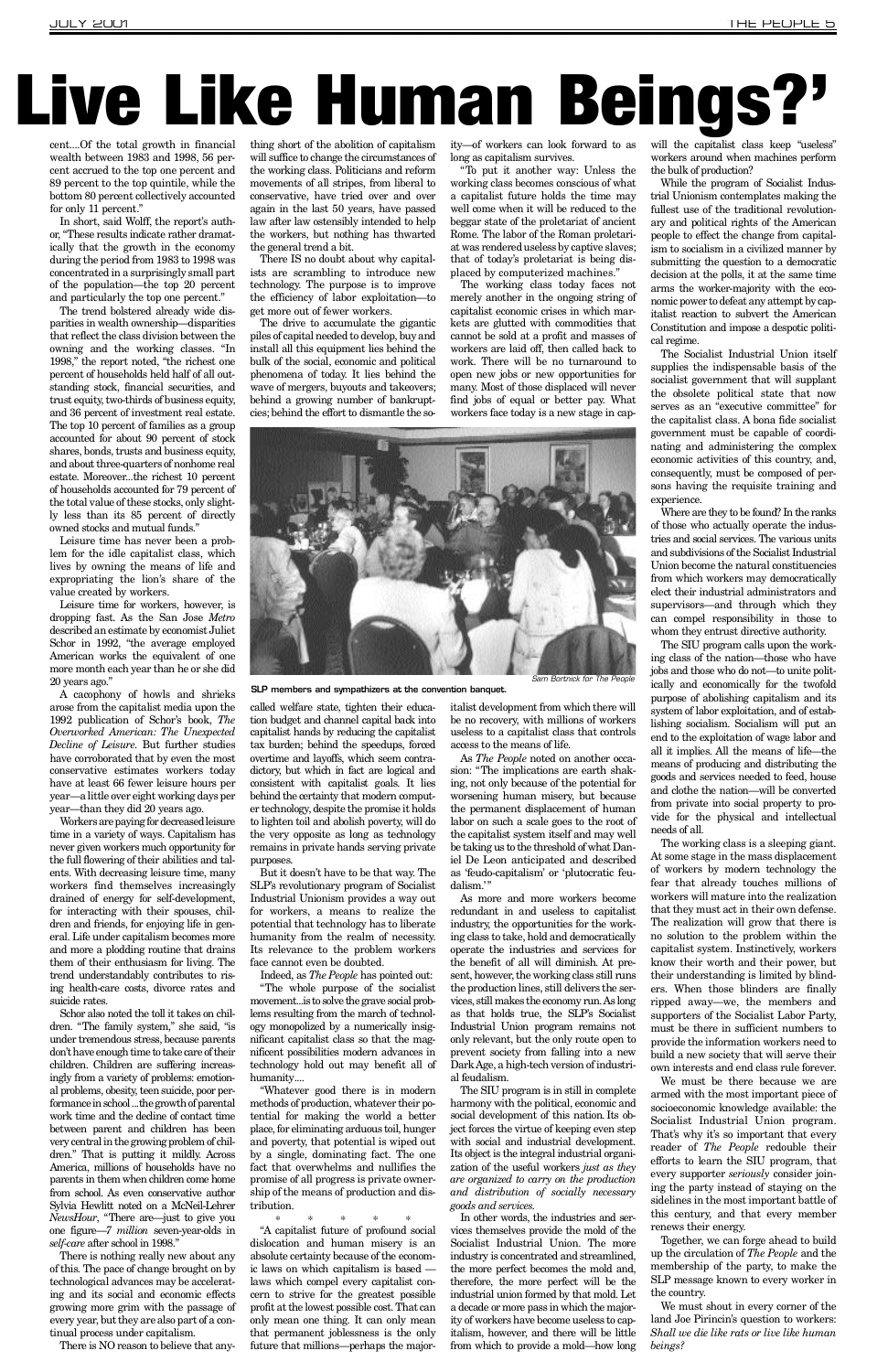# Live Like Human Beings?'

cent....Of the total growth in financial wealth between 1983 and 1998, 56 percent accrued to the top one percent and 89 percent to the top quintile, while the bottom 80 percent collectively accounted for only 11 percent."

In short, said Wolff, the report's author, "These results indicate rather dramatically that the growth in the economy during the period from 1983 to 1998 was concentrated in a surprisingly small part of the population—the top 20 percent and particularly the top one percent."

The trend bolstered already wide disparities in wealth ownership—disparities that reflect the class division between the owning and the working classes. "In 1998," the report noted, "the richest one percent of households held half of all outstanding stock, financial securities, and trust equity, two-thirds of business equity, and 36 percent of investment real estate. The top 10 percent of families as a group accounted for about 90 percent of stock shares, bonds, trusts and business equity, and about three-quarters of nonhome real estate. Moreover...the richest 10 percent of households accounted for 79 percent of the total value of these stocks, only slightly less than its 85 percent of directly owned stocks and mutual funds."

Leisure time has never been a problem for the idle capitalist class, which lives by owning the means of life and expropriating the lion's share of the value created by workers.

Leisure time for workers, however, is dropping fast. As the San Jose *Metro* described an estimate by economist Juliet Schor in 1992, "the average employed American works the equivalent of one more month each year than he or she did 20 years ago."

A cacophony of howls and shrieks arose from the capitalist media upon the 1992 publication of Schor's book, *The Overworked American: The Unexpected Decline of Leisure*. But further studies have corroborated that by even the most conservative estimates workers today have at least 66 fewer leisure hours per year—a little over eight working days per year—than they did 20 years ago.

Workers are paying for decreased leisure time in a variety of ways. Capitalism has never given workers much opportunity for the full flowering of their abilities and talents. With decreasing leisure time, many workers find themselves increasingly drained of energy for self-development, for interacting with their spouses, children and friends, for enjoying life in general. Life under capitalism becomes more and more a plodding routine that drains them of their enthusiasm for living. The trend understandably contributes to rising health-care costs, divorce rates and suicide rates.

Schor also noted the toll it takes on children. "The family system," she said, "is under tremendous stress, because parents don't have enough time to take care of their children. Children are suffering increasingly from a variety of problems: emotional problems, obesity, teen suicide, poor performance in school ...the growth of parental work time and the decline of contact time between parent and children has been very central in the growing problem of children." That is putting it mildly. Across America, millions of households have no parents in them when children come home from school. As even conservative author Sylvia Hewlitt noted on a McNeil-Lehrer *NewsHour*, "There are—just to give you one figure—*7 million* seven-year-olds in *self-care* after school in 1998."

There is nothing really new about any of this. The pace of change brought on by technological advances may be accelerating and its social and economic effects growing more grim with the passage of every year, but they are also part of a continual process under capitalism.

There is NO reason to believe that anything short of the abolition of capitalism will suffice to change the circumstances of the working class. Politicians and reform movements of all stripes, from liberal to conservative, have tried over and over again in the last 50 years, have passed law after law ostensibly intended to help the workers, but nothing has thwarted the general trend a bit.

There IS no doubt about why capitalists are scrambling to introduce new technology. The purpose is to improve the efficiency of labor exploitation—to get more out of fewer workers.

The drive to accumulate the gigantic piles of capital needed to develop, buy and install all this equipment lies behind the bulk of the social, economic and political phenomena of today. It lies behind the wave of mergers, buyouts and takeovers; behind a growing number of bankruptcies; behind the effort to dismantle the so-called welfare state, tighten their education budget and channel capital back into capitalist hands by reducing the capitalist tax burden; behind the speedups, forced overtime and layoffs, which seem contradictory, but which in fact are logical and consistent with capitalist goals. It lies behind the certainty that modern computer technology, despite the promise it holds to lighten toil and abolish poverty, will do the very opposite as long as technology remains in private hands serving private purposes.

But it doesn't have to be that way. The SLP's revolutionary program of Socialist Industrial Unionism provides a way out for workers, a means to realize the potential that technology has to liberate humanity from the realm of necessity. Its relevance to the problem workers face cannot even be doubted.

Indeed, as *The People* has pointed out:

"The whole purpose of the socialist movement...is to solve the grave social problems resulting from the march of technology monopolized by a numerically insignificant capitalist class so that the magnificent possibilities modern advances in technology hold out may benefit all of humanity....

"Whatever good there is in modern methods of production, whatever their potential for making the world a better place, for eliminating arduous toil, hunger and poverty, that potential is wiped out by a single, dominating fact. The one fact that overwhelms and nullifies the promise of all progress is private ownership of the means of production and distribution.

\* \* \* \* \*

"A capitalist future of profound social dislocation and human misery is an absolute certainty because of the economic laws on which capitalism is based — laws which compel every capitalist concern to strive for the greatest possible profit at the lowest possible cost. That can only mean one thing. It can only mean that permanent joblessness is the only future that millions—perhaps the majority—of workers can look forward to as long as capitalism survives.

"To put it another way: Unless the working class becomes conscious of what a capitalist future holds the time may well come when it will be reduced to the beggar state of the proletariat of ancient Rome. The labor of the Roman proletariat was rendered useless by captive slaves; that of today's proletariat is being displaced by computerized machines."

The working class today faces not merely another in the ongoing string of capitalist economic crises in which markets are glutted with commodities that cannot be sold at a profit and masses of workers are laid off, then called back to work. There will be no turnaround to open new jobs or new opportunities for many. Most of those displaced will never find jobs of equal or better pay. What workers face today is a new stage in capitalist development from which there will be no recovery, with millions of workers useless to a capitalist class that controls access to the means of life.

As *The People* noted on another occasion: "The implications are earth shaking, not only because of the potential for worsening human misery, but because the permanent displacement of human labor on such a scale goes to the root of the capitalist system itself and may well be taking us to the threshold of what Daniel De Leon anticipated and described as 'feudo-capitalism' or 'plutocratic feudalism.'"

As more and more workers become redundant in and useless to capitalist industry, the opportunities for the working class to take, hold and democratically operate the industries and services for the benefit of all will diminish. At present, however, the working class still runs the production lines, still delivers the services, still makes the economy run. As long as that holds true, the SLP's Socialist Industrial Union program remains not only relevant, but the only route open to prevent society from falling into a new Dark Age, a high-tech version of industrial feudalism.

The SIU program is in still in complete harmony with the political, economic and social development of this nation. Its object forces the virtue of keeping even step with social and industrial development. Its object is the integral industrial organization of the useful workers *just as they are organized to carry on the production and distribution of socially necessary goods and services.*

In other words, the industries and services themselves provide the mold of the Socialist Industrial Union. The more industry is concentrated and streamlined, the more perfect becomes the mold and, therefore, the more perfect will be the industrial union formed by that mold. Let a decade or more pass in which the majority of workers have become useless to capitalism, however, and there will be little from which to provide a mold—how long will the capitalist class keep "useless" workers around when machines perform the bulk of production?

While the program of Socialist Industrial Unionism contemplates making the fullest use of the traditional revolutionary and political rights of the American people to effect the change from capitalism to socialism in a civilized manner by submitting the question to a democratic decision at the polls, it at the same time arms the worker-majority with the economic power to defeat any attempt by capitalist reaction to subvert the American Constitution and impose a despotic political regime.

The Socialist Industrial Union itself supplies the indispensable basis of the socialist government that will supplant the obsolete political state that now serves as an "executive committee" for the capitalist class. A bona fide socialist government must be capable of coordinating and administering the complex economic activities of this country, and, consequently, must be composed of persons having the requisite training and experience.

Where are they to be found? In the ranks of those who actually operate the industries and social services. The various units and subdivisions of the Socialist Industrial Union become the natural constituencies from which workers may democratically elect their industrial administrators and supervisors—and through which they can compel responsibility in those to whom they entrust directive authority.

The SIU program calls upon the working class of the nation—those who have jobs and those who do not—to unite politically and economically for the twofold purpose of abolishing capitalism and its system of labor exploitation, and of establishing socialism. Socialism will put an end to the exploitation of wage labor and all it implies. All the means of life—the means of producing and distributing the goods and services needed to feed, house and clothe the nation—will be converted from private into social property to provide for the physical and intellectual needs of all.

The working class is a sleeping giant. At some stage in the mass displacement of workers by modern technology the fear that already touches millions of workers will mature into the realization that they must act in their own defense. The realization will grow that there is no solution to the problem within the capitalist system. Instinctively, workers know their worth and their power, but their understanding is limited by blinders. When those blinders are finally ripped away—we, the members and supporters of the Socialist Labor Party, must be there in sufficient numbers to provide the information workers need to build a new society that will serve their own interests and end class rule forever.

We must be there because we are armed with the most important piece of socioeconomic knowledge available: the Socialist Industrial Union program. That's why it's so important that every reader of *The People* redouble their efforts to learn the SIU program, that every supporter *seriously* consider joining the party instead of staying on the sidelines in the most important battle of this century, and that every member renews their energy.

Together, we can forge ahead to build up the circulation of *The People* and the membership of the party, to make the SLP message known to every worker in the country.

We must shout in every corner of the land Joe Pirincin's question to workers: *Shall we die like rats or live like human beings?*

Sam Bortnick for The People

**SLP members and sympathizers at the convention banquet.**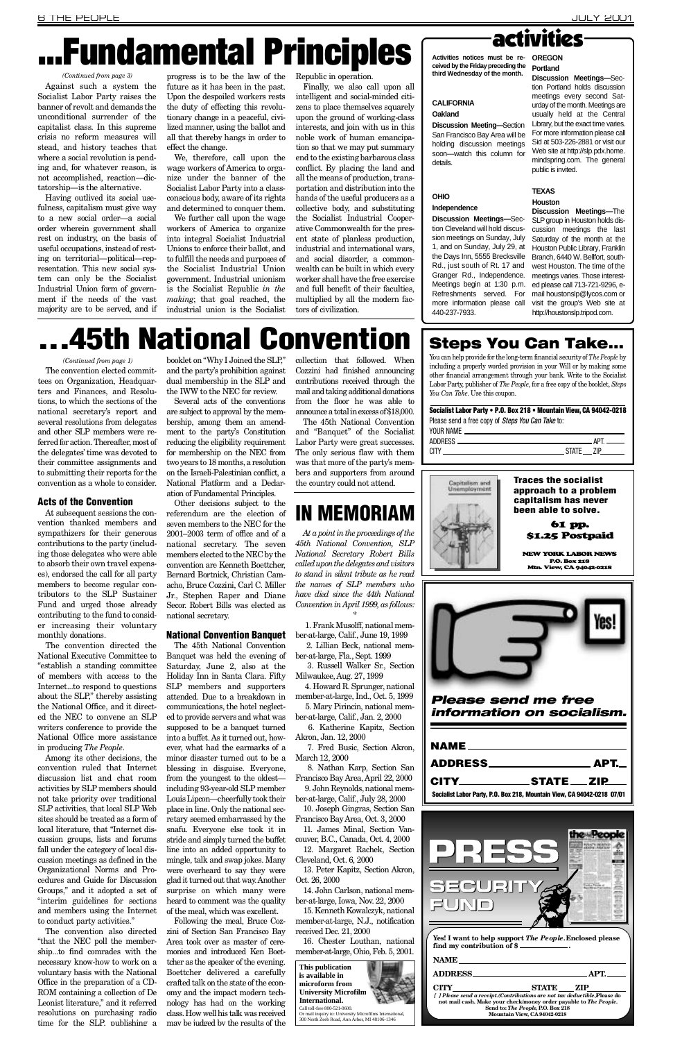# ...Fundamental Principles

*(Continued from page 3)*

Against such a system the Socialist Labor Party raises the banner of revolt and demands the unconditional surrender of the capitalist class. In this supreme crisis no reform measures will stead, and history teaches that where a social revolution is pending and, for whatever reason, is not accomplished, reaction—dictatorship—is the alternative.

Having outlived its social usefulness, capitalism must give way to a new social order—a social order wherein government shall rest on industry, on the basis of useful occupations, instead of resting on territorial—political—representation. This new social system can only be the Socialist Industrial Union form of government if the needs of the vast majority are to be served, and if progress is to be the law of the future as it has been in the past. Upon the despoiled workers rests the duty of effecting this revolutionary change in a peaceful, civilized manner, using the ballot and all that thereby hangs in order to effect the change.

We, therefore, call upon the wage workers of America to organize under the banner of the Socialist Labor Party into a class-conscious body, aware of its rights and determined to conquer them.

We further call upon the wage workers of America to organize into integral Socialist Industrial Unions to enforce their ballot, and to fulfill the needs and purposes of the Socialist Industrial Union government. Industrial unionism is the Socialist Republic *in the making*; that goal reached, the industrial union is the Socialist Republic in operation.

Finally, we also call upon all intelligent and social-minded citizens to place themselves squarely upon the ground of working-class interests, and join with us in this noble work of human emancipation so that we may put summary end to the existing barbarous class conflict. By placing the land and all the means of production, transportation and distribution into the hands of the useful producers as a collective body, and substituting the Socialist Industrial Cooperative Commonwealth for the present state of planless production, industrial and international wars, and social disorder, a commonwealth can be built in which every worker shall have the free exercise and full benefit of their faculties, multiplied by all the modern factors of civilization.

# activities

**Activities notices must be received by the Friday preceding the third Wednesday of the month.**

### CALIFORNIA

**Oakland**

**Discussion Meeting—**Section San Francisco Bay Area will be holding discussion meetings soon—watch this column for details.

### OHIO

**Independence**

**Discussion Meetings—**Section Cleveland will hold discussion meetings on Sunday, July 1, and on Sunday, July 29, at the Days Inn, 5555 Brecksville Rd., just south of Rt. 17 and Granger Rd., Independence. Meetings begin at 1:30 p.m. Refreshments served. For more information please call 440-237-7933.

### OREGON

**Portland**

**Discussion Meetings—**Section Portland holds discussion meetings every second Saturday of the month. Meetings are usually held at the Central Library, but the exact time varies. For more information please call Sid at 503-226-2881 or visit our Web site at http://slp.pdx.home.mindspring.com. The general public is invited.

### TEXAS

**Houston**

**Discussion Meetings—**The SLP group in Houston holds discussion meetings the last Saturday of the month at the Houston Public Library, Franklin Branch, 6440 W. Bellfort, southwest Houston. The time of the meetings varies. Those interested please call 713-721-9296, e-mail houstonslp@lycos.com or visit the group's Web site at http://houstonslp.tripod.com.

# ...45th National Convention

*(Continued from page 1)*

The convention elected committees on Organization, Headquarters and Finances, and Resolutions, to which the sections of the national secretary's report and several resolutions from delegates and other SLP members were referred for action. Thereafter, most of the delegates' time was devoted to their committee assignments and to submitting their reports for the convention as a whole to consider.

## Acts of the Convention

At subsequent sessions the convention thanked members and sympathizers for their generous contributions to the party (including those delegates who were able to absorb their own travel expenses), endorsed the call for all party members to become regular contributors to the SLP Sustainer Fund and urged those already contributing to the fund to consider increasing their voluntary monthly donations.

The convention directed the National Executive Committee to "establish a standing committee of members with access to the Internet...to respond to questions about the SLP," thereby assisting the National Office, and it directed the NEC to convene an SLP writers conference to provide the National Office more assistance in producing *The People*.

Among its other decisions, the convention ruled that Internet discussion list and chat room activities by SLP members should not take priority over traditional SLP activities, that local SLP Web sites should be treated as a form of local literature, that "Internet discussion groups, lists and forums fall under the category of local discussion meetings as defined in the Organizational Norms and Procedures and Guide for Discussion Groups," and it adopted a set of "interim guidelines for sections and members using the Internet to conduct party activities."

The convention also directed "that the NEC poll the membership...to find comrades with the necessary know-how to work on a voluntary basis with the National Office in the preparation of a CD-ROM containing a collection of De Leonist literature," and it referred resolutions on purchasing radio time for the SLP, publishing a booklet on "Why I Joined the SLP," and the party's prohibition against dual membership in the SLP and the IWW to the NEC for review.

Several acts of the conventions are subject to approval by the membership, among them an amendment to the party's Constitution reducing the eligibility requirement for membership on the NEC from two years to 18 months, a resolution on the Israeli-Palestinian conflict, a National Platform and a Declaration of Fundamental Principles.

Other decisions subject to the referendum are the election of seven members to the NEC for the 2001–2003 term of office and of a national secretary. The seven members elected to the NEC by the convention are Kenneth Boettcher, Bernard Bortnick, Christian Camacho, Bruce Cozzini, Carl C. Miller Jr., Stephen Raper and Diane Secor. Robert Bills was elected as national secretary.

## National Convention Banquet

The 45th National Convention Banquet was held the evening of Saturday, June 2, also at the Holiday Inn in Santa Clara. Fifty SLP members and supporters attended. Due to a breakdown in communications, the hotel neglected to provide servers and what was supposed to be a banquet turned into a buffet. As it turned out, however, what had the earmarks of a minor disaster turned out to be a blessing in disguise. Everyone, from the youngest to the oldest—including 93-year-old SLP member Louis Lipcon—cheerfully took their place in line. Only the national secretary seemed embarrassed by the snafu. Everyone else took it in stride and simply turned the buffet line into an added opportunity to mingle, talk and swap jokes. Many were overheard to say they were glad it turned out that way. Another surprise on which many were heard to comment was the quality of the meal, which was excellent.

Following the meal, Bruce Cozzini of Section San Francisco Bay Area took over as master of ceremonies and introduced Ken Boettcher as the speaker of the evening. Boettcher delivered a carefully crafted talk on the state of the economy and the impact modern technology has had on the working class. How well his talk was received may be judged by the results of the collection that followed. When Cozzini had finished announcing contributions received through the mail and taking additional donations from the floor he was able to announce a total in excess of $18,000.

The 45th National Convention and "Banquet" of the Socialist Labor Party were great successes. The only serious flaw with them was that more of the party's members and supporters from around the country could not attend.

# IN MEMORIAM

*At a point in the proceedings of the 45th National Convention, SLP National Secretary Robert Bills called upon the delegates and visitors to stand in silent tribute as he read the names of SLP members who have died since the 44th National Convention in April 1999, as follows:*

*

1. Frank Musolff, national member-at-large, Calif., June 19, 1999
2. Lillian Beck, national member-at-large, Fla., Sept. 1999
3. Russell Walker Sr., Section Milwaukee, Aug. 27, 1999
4. Howard R. Sprunger, national member-at-large, Ind., Oct. 5, 1999
5. Mary Pirincin, national member-at-large, Calif., Jan. 2, 2000
6. Katherine Kapitz, Section Akron, Jan. 12, 2000
7. Fred Busic, Section Akron, March 12, 2000
8. Nathan Karp, Section San Francisco Bay Area, April 22, 2000
9. John Reynolds, national member-at-large, Calif., July 28, 2000
10. Joseph Gingras, Section San Francisco Bay Area, Oct. 3, 2000
11. James Minal, Section Vancouver, B.C., Canada, Oct. 4, 2000
12. Margaret Rachek, Section Cleveland, Oct. 6, 2000
13. Peter Kapitz, Section Akron, Oct. 26, 2000
14. John Carlson, national member-at-large, Iowa, Nov. 22, 2000
15. Kenneth Kowalczyk, national member-at-large, N.J., notification received Dec. 21, 2000
16. Chester Louthan, national member-at-large, Ohio, Feb. 5, 2001.

**This publication is available in microform from University Microfilm International.**
Call toll-free 800-521-0600.
Or mail inquiry to: University Microfilms International, 300 North Zeeb Road, Ann Arbor, MI 48106-1346

## Steps You Can Take...

You can help provide for the long-term financial security of *The People* by including a properly worded provision in your Will or by making some other financial arrangement through your bank. Write to the Socialist Labor Party, publisher of *The People*, for a free copy of the booklet, *Steps You Can Take*. Use this coupon.

**Socialist Labor Party • P.O. Box 218 • Mountain View, CA 94042-0218**
Please send a free copy of *Steps You Can Take* to:
YOUR NAME ____
ADDRESS ____ APT. ____
CITY ____ STATE ____ ZIP ____

Capitalism and Unemployment

**Traces the socialist approach to a problem capitalism has never been able to solve.**

**61 pp.**
**$1.25 Postpaid**

**NEW YORK LABOR NEWS**
**P.O. Box 218**
**Mtn. View, CA 94042-0218**

Yes!

***Please send me free information on socialism.***

NAME ____
ADDRESS ____ APT. ____
CITY ____ STATE ____ ZIP ____

**Socialist Labor Party, P.O. Box 218, Mountain View, CA 94042-0218 07/01**

# PRESS SECURITY FUND

**Yes! I want to help support *The People*. Enclosed please find my contribution of $ ____.**

NAME ____
ADDRESS ____ APT. ____
CITY ____ STATE ____ ZIP ____

*[ ] Please send a receipt. (Contributions are not tax deductible.* **Please do not mail cash. Make your check/money order payable to *The People*. Send to: *The People*, P.O. Box 218 Mountain View, CA 94042-0218**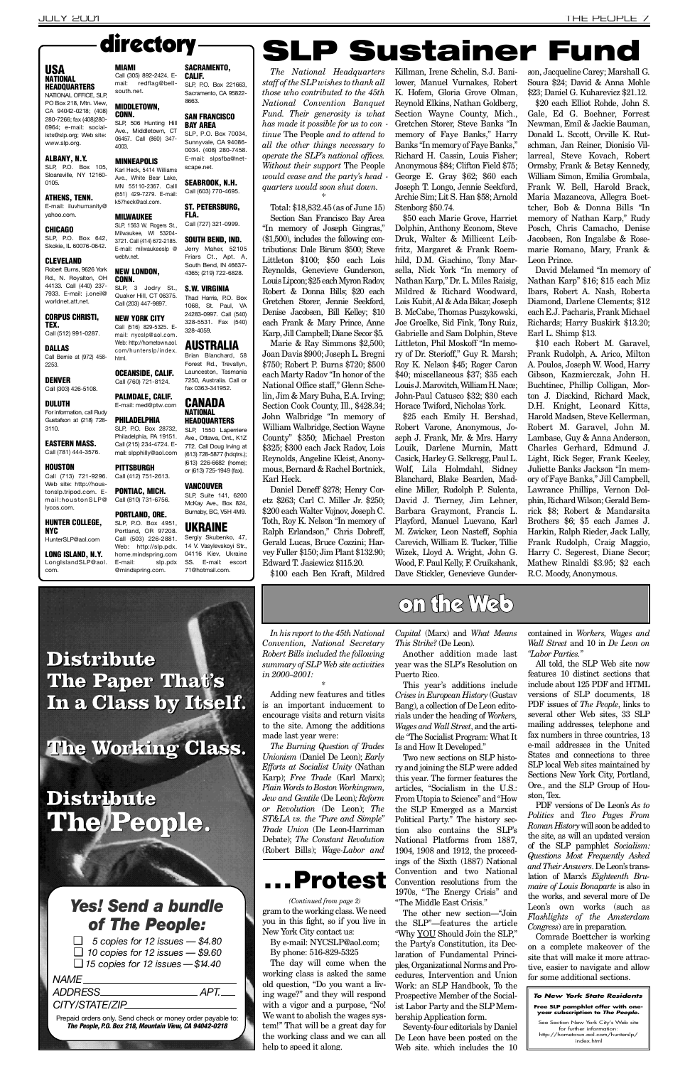## directory

### USA

**NATIONAL HEADQUARTERS**
NATIONAL OFFICE, SLP, PO Box 218, Mtn. View, CA 94042-0218; (408) 280-7266; fax (408)280-6964; e-mail: socialists@slp.org; Web site: www.slp.org.

**ALBANY, N.Y.**
SLP, P.O. Box 105, Sloansville, NY 12160-0105.

**ATHENS, TENN.**
E-mail: iluvhumanity@yahoo.com.

**CHICAGO**
SLP, P.O. Box 642, Skokie, IL 60076-0642.

**CLEVELAND**
Robert Burns, 9626 York Rd., N. Royalton, OH 44133. Call (440) 237-7933. E-mail: j.oneill@worldnet.att.net.

**CORPUS CHRISTI, TEX.**
Call (512) 991-0287.

**DALLAS**
Call Bernie at (972) 458-2253.

**DENVER**
Call (303) 426-5108.

**DULUTH**
For information, call Rudy Gustafson at (218) 728-3110.

**EASTERN MASS.**
Call (781) 444-3576.

**HOUSTON**
Call (713) 721-9296. Web site: http://houstonslp.tripod.com. E-mail: houstonSLP@lycos.com.

**HUNTER COLLEGE, NYC**
HunterSLP@aol.com

**LONG ISLAND, N.Y.**
LongIslandSLP@aol.com.

**MIAMI**
Call (305) 892-2424. E-mail: redflag@bellsouth.net.

**MIDDLETOWN, CONN.**
SLP, 506 Hunting Hill Ave., Middletown, CT 06457. Call (860) 347-4003.

**MINNEAPOLIS**
Karl Heck, 5414 Williams Ave., White Bear Lake, MN 55110-2367. Calll (651) 429-7279. E-mail: k57heck@aol.com.

**MILWAUKEE**
SLP, 1563 W. Rogers St., Milwaukee, WI 53204-3721. Call (414) 672-2185. E-mail: milwaukeeslp@webtv.net.

**NEW LONDON, CONN.**
SLP, 3 Jodry St., Quaker Hill, CT 06375. Call (203) 447-9897.

**NEW YORK CITY**
Call (516) 829-5325. E-mail: nycslp@aol.com. Web: http://hometown.aol.com/huntersIp/index.html.

**OCEANSIDE, CALIF.**
Call (760) 721-8124.

**PALMDALE, CALIF.**
E-mail: med@ptw.com

**PHILADELPHIA**
SLP, P.O. Box 28732, Philadelphia, PA 19151. Call (215) 234-4724. E-mail: slpphilly@aol.com

**PITTSBURGH**
Call (412) 751-2613.

**PONTIAC, MICH.**
Call (810) 731-6756.

**PORTLAND, ORE.**
SLP, P.O. Box 4951, Portland, OR 97208. Call (503) 226-2881. Web: http://slp.pdx.home.mindspring.com E-mail: slp.pdx@mindspring.com.

**SACRAMENTO, CALIF.**
SLP, P.O. Box 221663, Sacramento, CA 95822-8663.

**SAN FRANCISCO BAY AREA**
SLP, P.O. Box 70034, Sunnyvale, CA 94086-0034. (408) 280-7458. E-mail: slpsfba@netscape.net.

**SEABROOK, N.H.**
Call (603) 770-4695.

**ST. PETERSBURG, FLA.**
Call (727) 321-0999.

**SOUTH BEND, IND.**
Jerry Maher, 52105 Friars Ct., Apt. A, South Bend, IN 46637-4365; (219) 722-6828.

**S.W. VIRGINIA**
Thad Harris, P.O. Box 1068, St. Paul, VA 24283-0997. Call (540) 328-5531. Fax (540) 328-4059.

### AUSTRALIA

Brian Blanchard, 58 Forest Rd., Trevallyn, Launceston, Tasmania 7250, Australia. Call or fax 0363-341952.

### CANADA

**NATIONAL HEADQUARTERS**
SLP, 1550 Laperriere Ave., Ottawa, Ont., K1Z 7T2. Call Doug Irving at (613) 728-5877 (hdqtrs.); (613) 226-6682 (home); or (613) 725-1949 (fax).

**VANCOUVER**
SLP, Suite 141, 6200 McKay Ave., Box 824, Burnaby, BC, V5H 4M9.

### UKRAINE

Sergiy Skubenko, 47, 14 V. Vasylevskoyi Str., 04116 Kiev, Ukraine SS. E-mail: escort71@hotmail.com.

# SLP Sustainer Fund

*The National Headquarters staff of the SLP wishes to thank all those who contributed to the 45th National Convention Banquet Fund. Their generosity is what has made it possible for us to continue* The People *and to attend to all the other things necessary to operate the SLP's national offices. Without their support* The People *would cease and the party's headquarters would soon shut down.*

\*

Total: $18,832.45 (as of June 15)

Section San Francisco Bay Area "In memory of Joseph Gingras," ($1,500), includes the following contributions: Dale Birum $500; Steve Littleton $100; $50 each Lois Reynolds, Genevieve Gunderson, Louis Lipcon; $25 each Myron Radov, Robert & Donna Bills; $20 each Gretchen Storer, Jennie Seekford, Denise Jacobsen, Bill Kelley; $10 each Frank & Mary Prince, Anne Karp, Jill Campbell; Diane Secor $5.

Marie & Ray Simmons $2,500; Joan Davis $900; Joseph L. Bregni $750; Robert P. Burns $720; $500 each Marty Radov "In honor of the National Office staff," Glenn Schelin, Jim & Mary Buha, E.A. Irving; Section Cook County, Ill., $428.34; John Walbridge "In memory of William Walbridge, Section Wayne County" $350; Michael Preston $325; $300 each Jack Radov, Lois Reynolds, Angeline Kleist, Anonymous, Bernard & Rachel Bortnick, Karl Heck.

Daniel Deneff $278; Henry Coretz $263; Carl C. Miller Jr. $250; $200 each Walter Vojnov, Joseph C. Toth, Roy K. Nelson "In memory of Ralph Erlandson," Chris Dobreff, Gerald Lucas, Bruce Cozzini; Harvey Fuller $150; Jim Plant $132.90; Edward T. Jasiewicz $115.20.

$100 each Ben Kraft, Mildred Killman, Irene Schelin, S.J. Banilower, Manuel Vurnakes, Robert K. Hofem, Gloria Grove Olman, Reynold Elkins, Nathan Goldberg, Section Wayne County, Mich., Gretchen Storer, Steve Banks "In memory of Faye Banks," Harry Banks "In memory of Faye Banks," Richard H. Cassin, Louis Fisher; Anonymous $84; Clifton Field $75; George E. Gray $62; $60 each Joseph T. Longo, Jennie Seekford, Archie Sim; Lit S. Han $58; Arnold Stenborg $50.74.

$50 each Marie Grove, Harriet Dolphin, Anthony Econom, Steve Druk, Walter & Millicent Leibfritz, Margaret & Frank Roemhild, D.M. Giachino, Tony Marsella, Nick York "In memory of Nathan Karp," Dr. L. Miles Raisig, Mildred & Richard Woodward, Lois Kubit, Al & Ada Bikar, Joseph B. McCabe, Thomas Puszykowski, Joe Groelke, Sid Fink, Tony Ruiz, Gabrielle and Sam Dolphin, Steve Littleton, Phil Moskoff "In memory of Dr. Stieroff," Guy R. Marsh; Roy K. Nelson $45; Roger Caron $40; miscellaneous $37; $35 each Louis J. Marovitch, William H. Nace; John-Paul Catusco $32; $30 each Horace Twiford, Nicholas York.

$25 each Emily H. Bershad, Robert Varone, Anonymous, Joseph J. Frank, Mr. & Mrs. Harry Louik, Darlene Murnin, Matt Casick, Harley G. Selkregg, Paul L. Wolf, Lila Holmdahl, Sidney Blanchard, Blake Bearden, Madeline Miller, Rudolph P. Sulenta, David J. Tierney, Jim Lehner, Barbara Graymont, Francis L. Playford, Manuel Luevano, Karl M. Zwicker, Leon Nasteff, Sophia Carevich, William E. Tucker, Tillie Wizek, Lloyd A. Wright, John G. Wood, F. Paul Kelly, F. Cruikshank, Dave Stickler, Genevieve Gunderson, Jacqueline Carey; Marshall G. Soura $24; David & Anna Mohle $23; Daniel G. Kuharevicz $21.12.

$20 each Elliot Rohde, John S. Gale, Ed G. Boehner, Forrest Newman, Emil & Jackie Bauman, Donald L. Scott, Orville K. Rutschman, Jan Reiner, Dionisio Villarreal, Steve Kovach, Robert Ormsby, Frank & Betsy Kennedy, William Simon, Emilia Grombala, Frank W. Bell, Harold Brack, Maria Mazancova, Allegra Boettcher, Bob & Donna Bills "In memory of Nathan Karp," Rudy Posch, Chris Camacho, Denise Jacobsen, Ron Ingalsbe & Rosemarie Romano, Mary, Frank & Leon Prince.

David Melamed "In memory of Nathan Karp" $16; $15 each Miz Ibars, Robert A. Nash, Roberta Diamond, Darlene Clements; $12 each E.J. Pacharis, Frank Michael Richards; Harry Buskirk $13.20; Earl L. Shimp $13.

$10 each Robert M. Garavel, Frank Rudolph, A. Arico, Milton A. Poulos, Joseph W. Wood, Harry Gibson, Kazmierczak, John H. Buchtinec, Phillip Colligan, Morton J. Disckind, Richard Mack, D.H. Knight, Leonard Kitts, Harold Madsen, Steve Kellerman, Robert M. Garavel, John M. Lambase, Guy & Anna Anderson, Charles Gerhard, Edmund J. Light, Rick Seger, Frank Keeley, Juliette Banks Jackson "In memory of Faye Banks," Jill Campbell, Lawrence Phillips, Vernon Dolphin, Richard Wilson; Gerald Bemrick $8; Robert & Mandarsita Brothers $6; $5 each James J. Harkin, Ralph Rieder, Jack Lally, Frank Rudolph, Craig Maggio, Harry C. Segerest, Diane Secor; Mathew Rinaldi $3.95; $2 each R.C. Moody, Anonymous.

## Distribute The Paper That's In a Class by Itself.

## The Working Class.

## Distribute The People.

### Yes! Send a bundle of The People:

- ❑ 5 copies for 12 issues — $4.80
- ❑ 10 copies for 12 issues — $9.60
- ❑ 15 copies for 12 issues — $14.40

NAME\_\_\_\_\_\_\_\_\_\_\_\_\_\_\_\_\_\_\_\_

ADDRESS\_\_\_\_\_\_\_\_\_\_\_\_\_\_\_\_ APT.\_\_\_

CITY/STATE/ZIP\_\_\_\_\_\_\_\_\_\_\_\_\_\_\_\_

Prepaid orders only. Send check or money order payable to: ***The People, P.O. Box 218, Mountain View, CA 94042-0218***

# on the Web

*In his report to the 45th National Convention, National Secretary Robert Bills included the following summary of SLP Web site activities in 2000–2001:*

\*

Adding new features and titles is an important inducement to encourage visits and return visits to the site. Among the additions made last year were:

*The Burning Question of Trades Unionism* (Daniel De Leon); *Early Efforts at Socialist Unity* (Nathan Karp); *Free Trade* (Karl Marx); *Plain Words to Boston Workingmen, Jew and Gentile* (De Leon); *Reform or Revolution* (De Leon); *The ST&LA vs. the "Pure and Simple" Trade Union* (De Leon-Harriman Debate); *The Constant Revolution* (Robert Bills); *Wage-Labor and Capital* (Marx) and *What Means This Strike?* (De Leon).

Another addition made last year was the SLP's Resolution on Puerto Rico.

This year's additions include *Crises in European History* (Gustav Bang), a collection of De Leon editorials under the heading of *Workers, Wages and Wall Street*, and the article "The Socialist Program: What It Is and How It Developed."

Two new sections on SLP history and joining the SLP were added this year. The former features the articles, "Socialism in the U.S.: From Utopia to Science" and "How the SLP Emerged as a Marxist Political Party." The history section also contains the SLP's National Platforms from 1887, 1904, 1908 and 1912, the proceedings of the Sixth (1887) National Convention and two National Convention resolutions from the 1970s, "The Energy Crisis" and "The Middle East Crisis."

The other new section—"Join the SLP"—features the article "Why YOU Should Join the SLP," the Party's Constitution, its Declaration of Fundamental Principles, Organizational Norms and Procedures, Intervention and Union Work: an SLP Handbook, To the Prospective Member of the Socialist Labor Party and the SLP Membership Application form.

Seventy-four editorials by Daniel De Leon have been posted on the Web site, which includes the 10 contained in *Workers, Wages and Wall Street* and 10 in *De Leon on "Labor Parties."*

All told, the SLP Web site now features 10 distinct sections that include about 125 PDF and HTML versions of SLP documents, 18 PDF issues of *The People*, links to several other Web sites, 33 SLP mailing addresses, telephone and fax numbers in three countries, 13 e-mail addresses in the United States and connections to three SLP local Web sites maintained by Sections New York City, Portland, Ore., and the SLP Group of Houston, Tex.

PDF versions of De Leon's *As to Politics* and *Two Pages From Roman History* will soon be added to the site, as will an updated version of the SLP pamphlet *Socialism: Questions Most Frequently Asked and Their Answers*. De Leon's translation of Marx's *Eighteenth Brumaire of Louis Bonaparte* is also in the works, and several more of De Leon's own works (such as *Flashlights of the Amsterdam Congress*) are in preparation.

Comrade Boettcher is working on a complete makeover of the site that will make it more attractive, easier to navigate and allow for some additional sections.

# ...Protest

*(Continued from page 2)*

gram to the working class. We need you in this fight, so if you live in New York City contact us:

By e-mail: NYCSLP@aol.com;
By phone: 516-829-5325

The day will come when the working class is asked the same old question, "Do you want a living wage?" and they will respond with a vigor and a purpose, "No! We want to abolish the wages system!" That will be a great day for the working class and we can all help to speed it along.

**To New York State Residents**

**Free SLP pamphlet offer with one-year subscription to *The People*.**

See Section New York City's Web site for further information: http://hometown.aol.com/hunterslp/index.html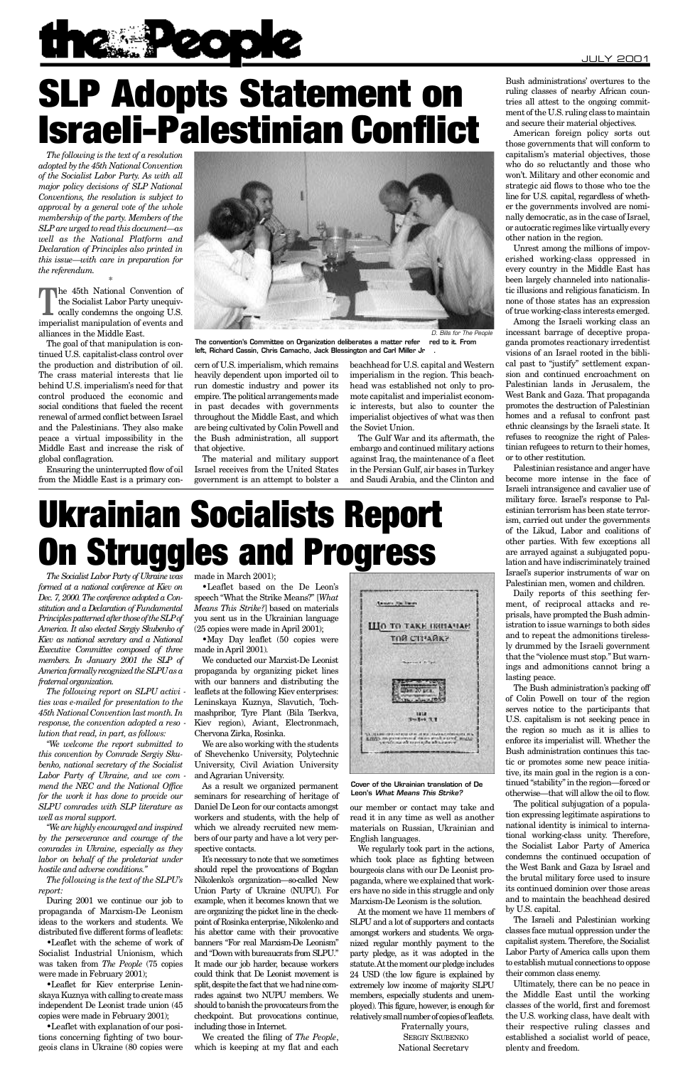# SLP Adopts Statement on Israeli-Palestinian Conflict

*The following is the text of a resolution adopted by the 45th National Convention of the Socialist Labor Party. As with all major policy decisions of SLP National Conventions, the resolution is subject to approval by a general vote of the whole membership of the party. Members of the SLP are urged to read this document—as well as the National Platform and Declaration of Principles also printed in this issue—with care in preparation for the referendum.*

*

The 45th National Convention of the Socialist Labor Party unequivocally condemns the ongoing U.S. imperialist manipulation of events and alliances in the Middle East.

The goal of that manipulation is continued U.S. capitalist-class control over the production and distribution of oil. The crass material interests that lie behind U.S. imperialism's need for that control produced the economic and social conditions that fueled the recent renewal of armed conflict between Israel and the Palestinians. They also make peace a virtual impossibility in the Middle East and increase the risk of global conflagration.

Ensuring the uninterrupted flow of oil from the Middle East is a primary concern of U.S. imperialism, which remains heavily dependent upon imported oil to run domestic industry and power its empire. The political arrangements made in past decades with governments throughout the Middle East, and which are being cultivated by Colin Powell and the Bush administration, all support that objective.

The material and military support Israel receives from the United States government is an attempt to bolster a beachhead for U.S. capital and Western imperialism in the region. This beachhead was established not only to promote capitalist and imperialist economic interests, but also to counter the imperialist objectives of what was then the Soviet Union.

The Gulf War and its aftermath, the embargo and continued military actions against Iraq, the maintenance of a fleet in the Persian Gulf, air bases in Turkey and Saudi Arabia, and the Clinton and Bush administrations' overtures to the ruling classes of nearby African countries all attest to the ongoing commitment of the U.S. ruling class to maintain and secure their material objectives.

American foreign policy sorts out those governments that will conform to capitalism's material objectives, those who do so reluctantly and those who won't. Military and other economic and strategic aid flows to those who toe the line for U.S. capital, regardless of whether the governments involved are nominally democratic, as in the case of Israel, or autocratic regimes like virtually every other nation in the region.

Unrest among the millions of impoverished working-class oppressed in every country in the Middle East has been largely channeled into nationalistic illusions and religious fanaticism. In none of those states has an expression of true working-class interests emerged.

Among the Israeli working class an incessant barrage of deceptive propaganda promotes reactionary irredentist visions of an Israel rooted in the biblical past to "justify" settlement expansion and continued encroachment on Palestinian lands in Jerusalem, the West Bank and Gaza. That propaganda promotes the destruction of Palestinian homes and a refusal to confront past ethnic cleansings by the Israeli state. It refuses to recognize the right of Palestinian refugees to return to their homes, or to other restitution.

Palestinian resistance and anger have become more intense in the face of Israeli intransigence and cavalier use of military force. Israel's response to Palestinian terrorism has been state terrorism, carried out under the governments of the Likud, Labor and coalitions of other parties. With few exceptions all are arrayed against a subjugated population and have indiscriminately trained Israel's superior instruments of war on Palestinian men, women and children.

Daily reports of this seething ferment, of reciprocal attacks and reprisals, have prompted the Bush administration to issue warnings to both sides and to repeat the admonitions tirelessly drummed by the Israeli government that the "violence must stop." But warnings and admonitions cannot bring a lasting peace.

The Bush administration's packing off of Colin Powell on tour of the region serves notice to the participants that U.S. capitalism is not seeking peace in the region so much as it is allies to enforce its imperialist will. Whether the Bush administration continues this tactic or promotes some new peace initiative, its main goal in the region is a continued "stability" in the region—forced or otherwise—that will allow the oil to flow.

The political subjugation of a population expressing legitimate aspirations to national identity is inimical to international working-class unity. Therefore, the Socialist Labor Party of America condemns the continued occupation of the West Bank and Gaza by Israel and the brutal military force used to insure its continued dominion over those areas and to maintain the beachhead desired by U.S. capital.

The Israeli and Palestinian working classes face mutual oppression under the capitalist system. Therefore, the Socialist Labor Party of America calls upon them to establish mutual connections to oppose their common class enemy.

Ultimately, there can be no peace in the Middle East until the working classes of the world, first and foremost the U.S. working class, have dealt with their respective ruling classes and established a socialist world of peace, plenty and freedom.

D. Bills for The People

The convention's Committee on Organization deliberates a matter referred to it. From left, Richard Cassin, Chris Camacho, Jack Blessington and Carl Miller Jr.

# Ukrainian Socialists Report On Struggles and Progress

*The Socialist Labor Party of Ukraine was formed at a national conference at Kiev on Dec. 7, 2000. The conference adopted a Constitution and a Declaration of Fundamental Principles patterned after those of the SLP of America. It also elected Sergiy Skubenko of Kiev as national secretary and a National Executive Committee composed of three members. In January 2001 the SLP of America formally recognized the SLPU as a fraternal organization.*

*The following report on SLPU activities was e-mailed for presentation to the 45th National Convention last month. In response, the convention adopted a resolution that read, in part, as follows:*

*"We welcome the report submitted to this convention by Comrade Sergiy Skubenko, national secretary of the Socialist Labor Party of Ukraine, and we commend the NEC and the National Office for the work it has done to provide our SLPU comrades with SLP literature as well as moral support.*

*"We are highly encouraged and inspired by the perseverance and courage of the comrades in Ukraine, especially as they labor on behalf of the proletariat under hostile and adverse conditions."*

*The following is the text of the SLPU's report:*

During 2001 we continue our job to propaganda of Marxism-De Leonism ideas to the workers and students. We distributed five different forms of leaflets:

•Leaflet with the scheme of work of Socialist Industrial Unionism, which was taken from *The People* (75 copies were made in February 2001);

•Leaflet for Kiev enterprise Leninskaya Kuznya with calling to create mass independent De Leonist trade union (45 copies were made in February 2001);

•Leaflet with explanation of our positions concerning fighting of two bourgeois clans in Ukraine (80 copies were made in March 2001);

•Leaflet based on the De Leon's speech "What the Strike Means?" [*What Means This Strike?*] based on materials you sent us in the Ukrainian language (25 copies were made in April 2001);

•May Day leaflet (50 copies were made in April 2001).

We conducted our Marxist-De Leonist propaganda by organizing picket lines with our banners and distributing the leaflets at the following Kiev enterprises: Leninskaya Kuznya, Slavutich, Tochmashpribor, Tyre Plant (Bila Tserkva, Kiev region), Aviant, Electronmach, Chervona Zirka, Rosinka.

We are also working with the students of Shevchenko University, Polytechnic University, Civil Aviation University and Agrarian University.

As a result we organized permanent seminars for researching of heritage of Daniel De Leon for our contacts amongst workers and students, with the help of which we already recruited new members of our party and have a lot very perspective contacts.

It's necessary to note that we sometimes should repel the provocations of Bogdan Nikolenko's organization—so-called New Union Party of Ukraine (NUPU). For example, when it becomes known that we are organizing the picket line in the checkpoint of Rosinka enterprise, Nikolenko and his abettor came with their provocative banners "For real Marxism-De Leonism" and "Down with bureaucrats from SLPU." It made our job harder, because workers could think that De Leonist movement is split, despite the fact that we had nine comrades against two NUPU members. We should to banish the provocateurs from the checkpoint. But provocations continue, including those in Internet.

We created the filing of *The People*, which is keeping at my flat and each our member or contact may take and read it in any time as well as another materials on Russian, Ukrainian and English languages.

We regularly took part in the actions, which took place as fighting between bourgeois clans with our De Leonist propaganda, where we explained that workers have no side in this struggle and only Marxism-De Leonism is the solution.

At the moment we have 11 members of SLPU and a lot of supporters and contacts amongst workers and students. We organized regular monthly payment to the party pledge, as it was adopted in the statute. At the moment our pledge includes 24 USD (the low figure is explained by extremely low income of majority SLPU members, especially students and unemployed). This figure, however, is enough for relatively small number of copies of leaflets.

Fraternally yours,
SERGIY SKUBENKO
National Secretary

Cover of the Ukrainian translation of De Leon's *What Means This Strike?*